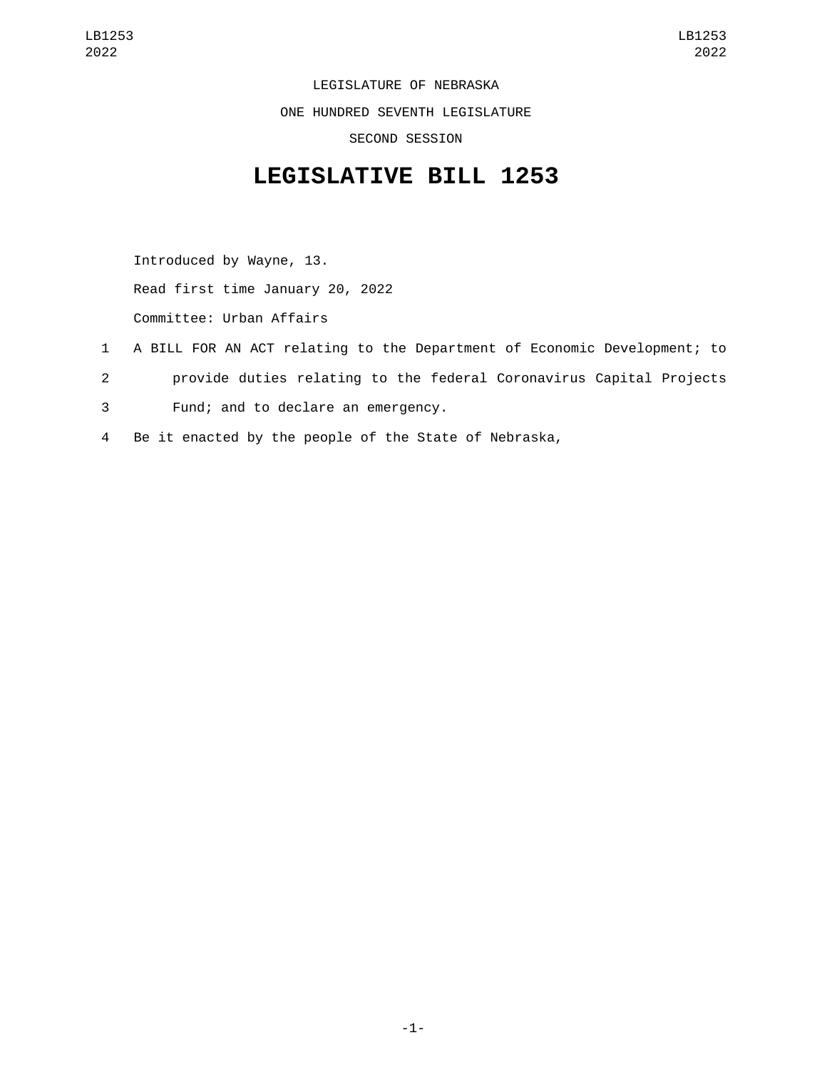LEGISLATURE OF NEBRASKA

ONE HUNDRED SEVENTH LEGISLATURE

SECOND SESSION

# LEGISLATIVE BILL 1253

Introduced by Wayne, 13.

Read first time January 20, 2022

Committee: Urban Affairs

1 A BILL FOR AN ACT relating to the Department of Economic Development; to
2 provide duties relating to the federal Coronavirus Capital Projects
3 Fund; and to declare an emergency.

4 Be it enacted by the people of the State of Nebraska,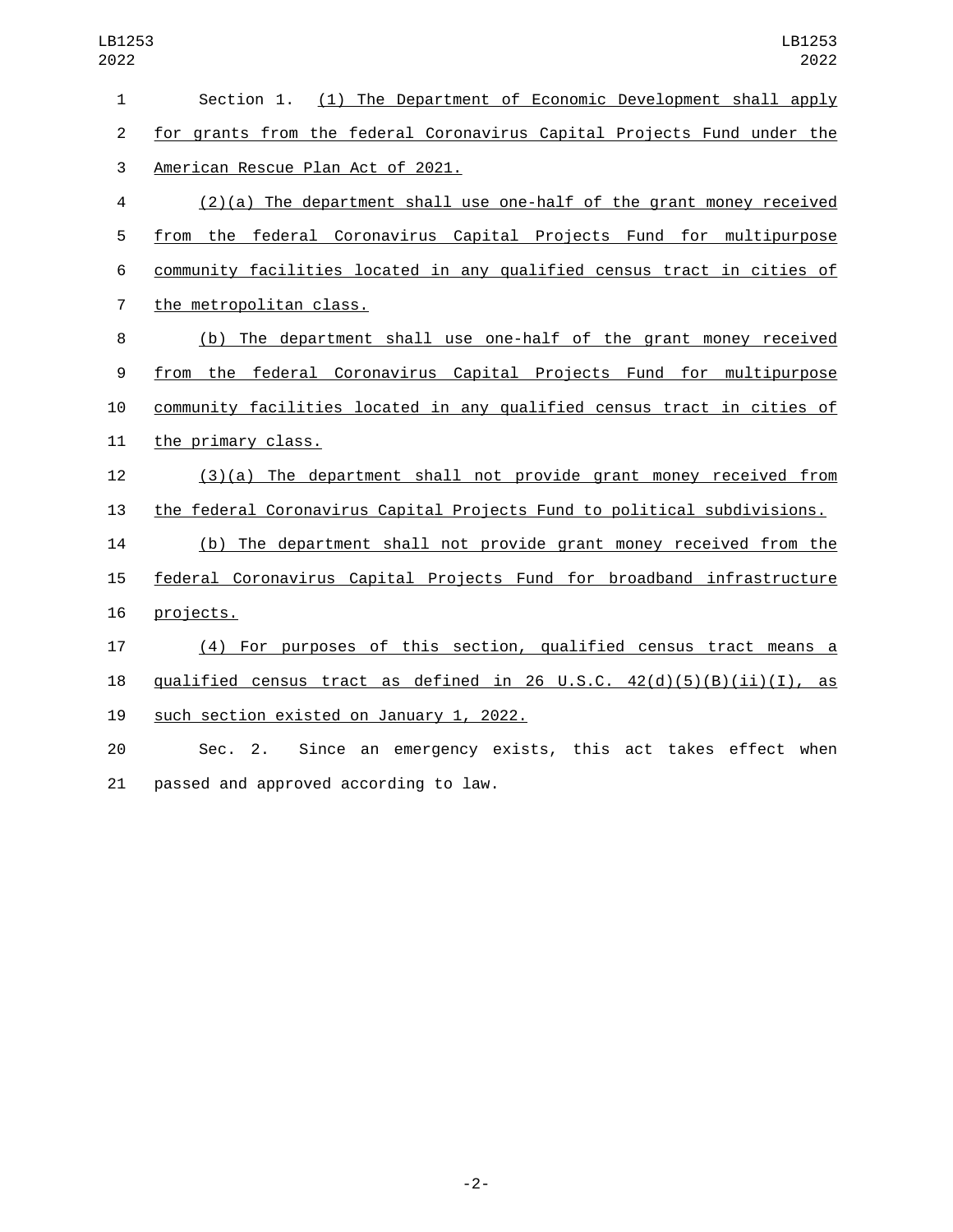Section 1. (1) The Department of Economic Development shall apply for grants from the federal Coronavirus Capital Projects Fund under the American Rescue Plan Act of 2021.

(2)(a) The department shall use one-half of the grant money received from the federal Coronavirus Capital Projects Fund for multipurpose community facilities located in any qualified census tract in cities of the metropolitan class.

(b) The department shall use one-half of the grant money received from the federal Coronavirus Capital Projects Fund for multipurpose community facilities located in any qualified census tract in cities of the primary class.

(3)(a) The department shall not provide grant money received from the federal Coronavirus Capital Projects Fund to political subdivisions.

(b) The department shall not provide grant money received from the federal Coronavirus Capital Projects Fund for broadband infrastructure projects.

(4) For purposes of this section, qualified census tract means a qualified census tract as defined in 26 U.S.C. 42(d)(5)(B)(ii)(I), as such section existed on January 1, 2022.

Sec. 2. Since an emergency exists, this act takes effect when passed and approved according to law.